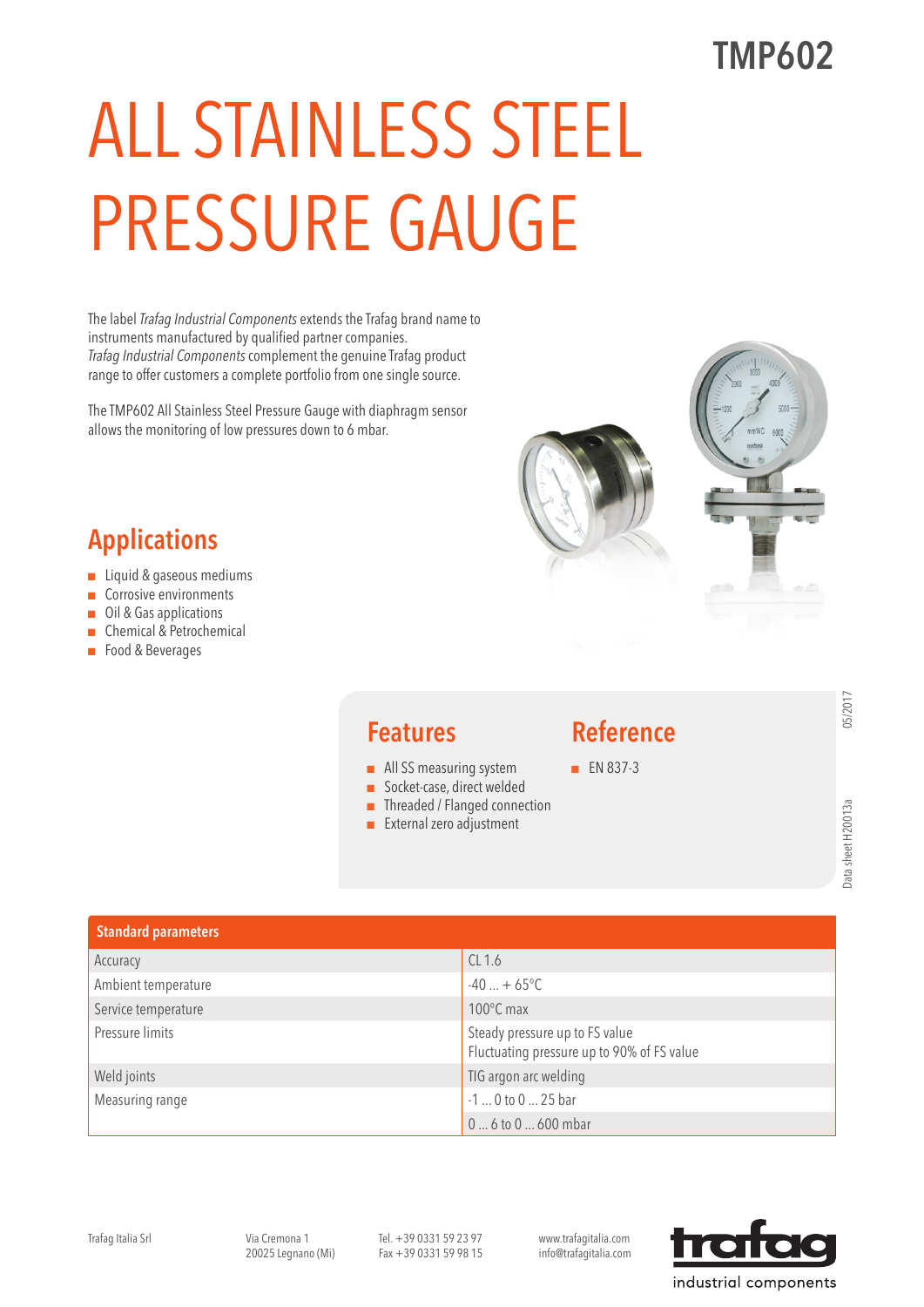TMP602

# ALL STAINLESS STEEL PRESSURE GAUGE

The label *Trafag Industrial Components* extends the Trafag brand name to instruments manufactured by qualified partner companies.
*Trafag Industrial Components* complement the genuine Trafag product range to offer customers a complete portfolio from one single source.

The TMP602 All Stainless Steel Pressure Gauge with diaphragm sensor allows the monitoring of low pressures down to 6 mbar.

## Applications

- Liquid & gaseous mediums
- Corrosive environments
- Oil & Gas applications
- Chemical & Petrochemical
- Food & Beverages

## Features

- All SS measuring system
- Socket-case, direct welded
- Threaded / Flanged connection
- External zero adjustment

## Reference

- EN 837-3

Data sheet H20013a 05/2017

| Standard parameters | |
|---|---|
| Accuracy | CL 1.6 |
| Ambient temperature | -40 ... + 65°C |
| Service temperature | 100°C max |
| Pressure limits | Steady pressure up to FS value<br>Fluctuating pressure up to 90% of FS value |
| Weld joints | TIG argon arc welding |
| Measuring range | -1 ... 0 to 0 ... 25 bar |
| | 0 ... 6 to 0 ... 600 mbar |

Trafag Italia Srl | Via Cremona 1, 20025 Legnano (Mi) | Tel. +39 0331 59 23 97, Fax +39 0331 59 98 15 | www.trafagitalia.com, info@trafagitalia.com

trafag industrial components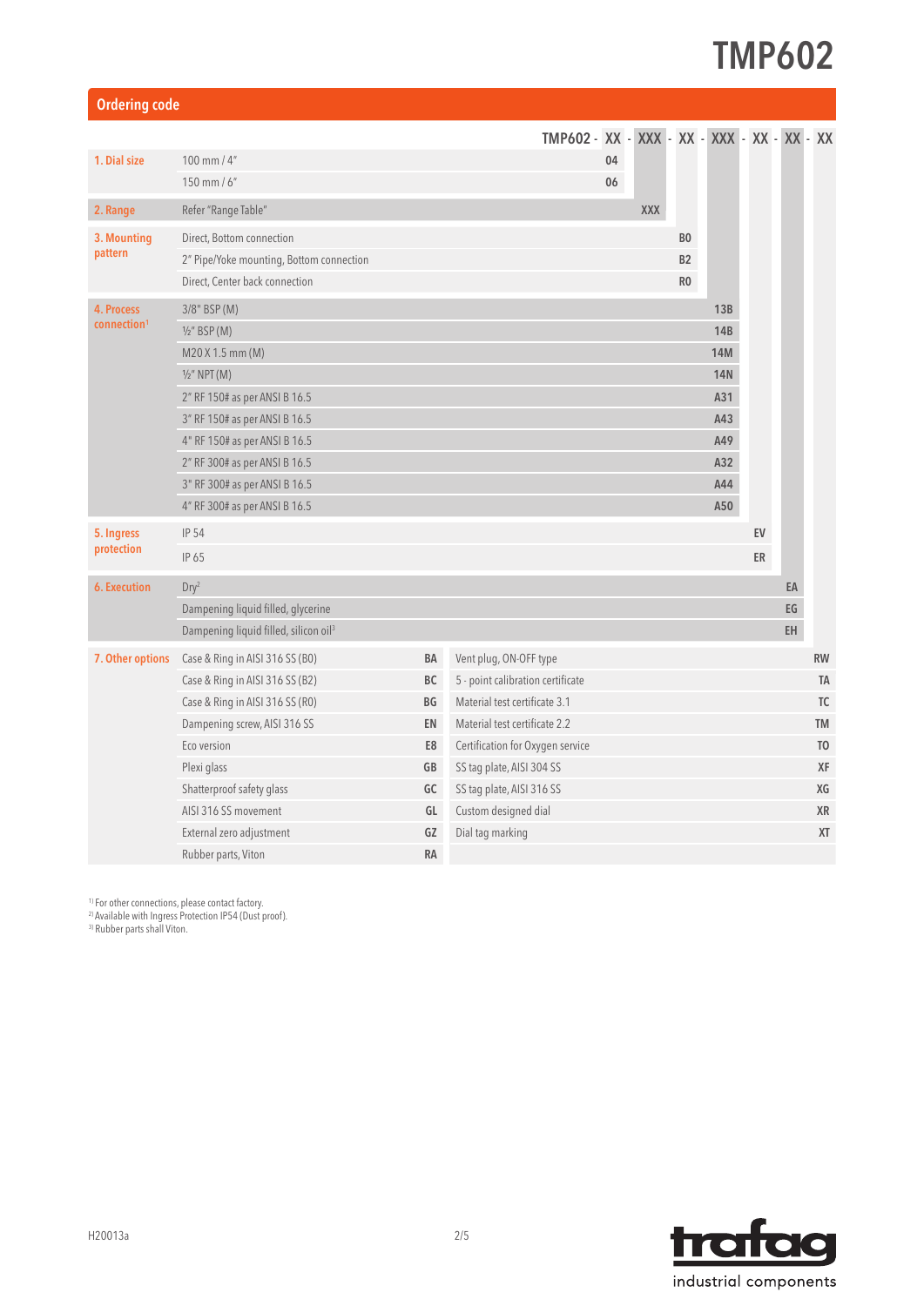# TMP602

## Ordering code

**TMP602 - XX - XXX - XX - XXX - XX - XX - XX**

| Field | Description | Code |
|---|---|---|
| 1. Dial size | 100 mm / 4" | 04 |
| | 150 mm / 6" | 06 |
| 2. Range | Refer "Range Table" | XXX |
| 3. Mounting pattern | Direct, Bottom connection | B0 |
| | 2" Pipe/Yoke mounting, Bottom connection | B2 |
| | Direct, Center back connection | R0 |
| 4. Process connection[1] | 3/8" BSP (M) | 13B |
| | ½" BSP (M) | 14B |
| | M20 X 1.5 mm (M) | 14M |
| | ½" NPT (M) | 14N |
| | 2" RF 150# as per ANSI B 16.5 | A31 |
| | 3" RF 150# as per ANSI B 16.5 | A43 |
| | 4" RF 150# as per ANSI B 16.5 | A49 |
| | 2" RF 300# as per ANSI B 16.5 | A32 |
| | 3" RF 300# as per ANSI B 16.5 | A44 |
| | 4" RF 300# as per ANSI B 16.5 | A50 |
| 5. Ingress protection | IP 54 | EV |
| | IP 65 | ER |
| 6. Execution | Dry[2] | EA |
| | Dampening liquid filled, glycerine | EG |
| | Dampening liquid filled, silicon oil[3] | EH |

| 7. Other options | | Code | | Code |
|---|---|---|---|---|
| | Case & Ring in AISI 316 SS (B0) | BA | Vent plug, ON-OFF type | RW |
| | Case & Ring in AISI 316 SS (B2) | BC | 5 - point calibration certificate | TA |
| | Case & Ring in AISI 316 SS (R0) | BG | Material test certificate 3.1 | TC |
| | Dampening screw, AISI 316 SS | EN | Material test certificate 2.2 | TM |
| | Eco version | E8 | Certification for Oxygen service | TO |
| | Plexi glass | GB | SS tag plate, AISI 304 SS | XF |
| | Shatterproof safety glass | GC | SS tag plate, AISI 316 SS | XG |
| | AISI 316 SS movement | GL | Custom designed dial | XR |
| | External zero adjustment | GZ | Dial tag marking | XT |
| | Rubber parts, Viton | RA | | |

[1] For other connections, please contact factory.
[2] Available with Ingress Protection IP54 (Dust proof).
[3] Rubber parts shall Viton.

H20013a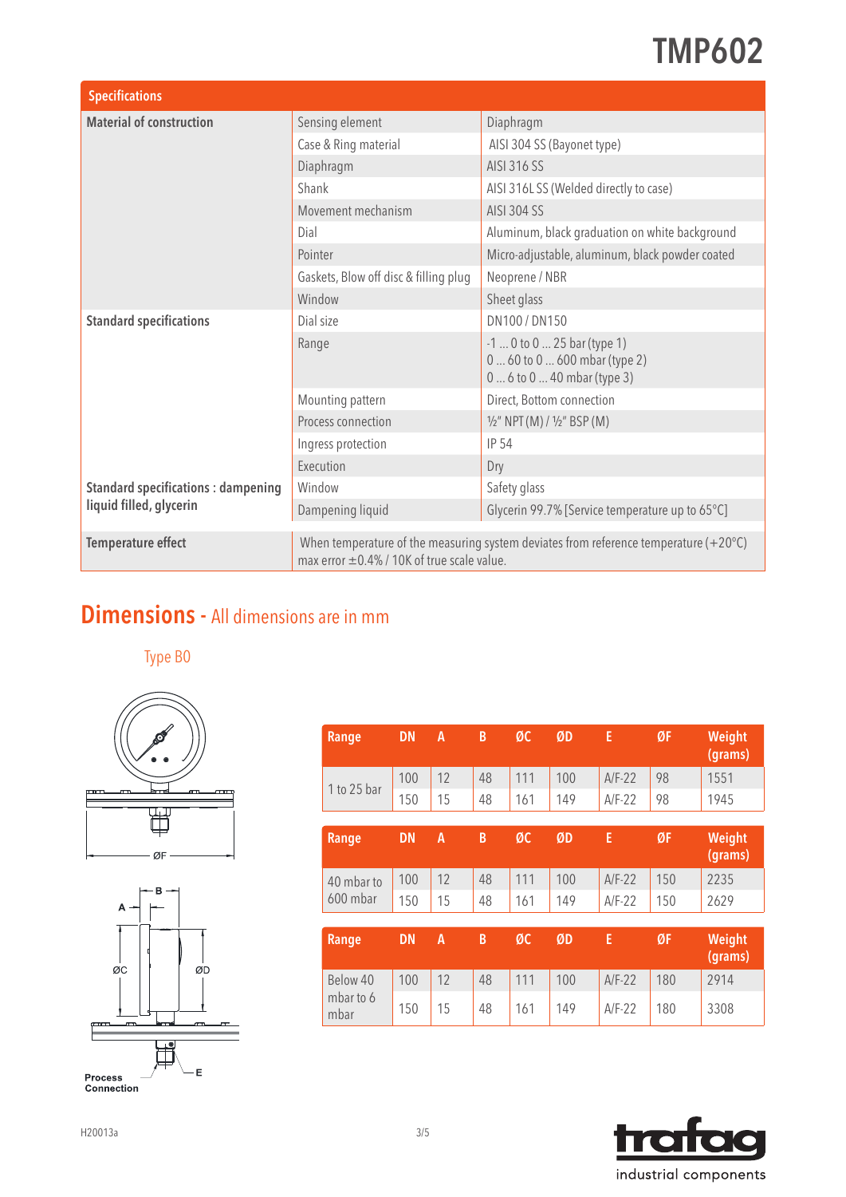# TMP602

| Specifications | | |
|---|---|---|
| **Material of construction** | Sensing element | Diaphragm |
| | Case & Ring material | AISI 304 SS (Bayonet type) |
| | Diaphragm | AISI 316 SS |
| | Shank | AISI 316L SS (Welded directly to case) |
| | Movement mechanism | AISI 304 SS |
| | Dial | Aluminum, black graduation on white background |
| | Pointer | Micro-adjustable, aluminum, black powder coated |
| | Gaskets, Blow off disc & filling plug | Neoprene / NBR |
| | Window | Sheet glass |
| **Standard specifications** | Dial size | DN100 / DN150 |
| | Range | -1 ... 0 to 0 ... 25 bar (type 1)<br>0 ... 60 to 0 ... 600 mbar (type 2)<br>0 ... 6 to 0 ... 40 mbar (type 3) |
| | Mounting pattern | Direct, Bottom connection |
| | Process connection | ½" NPT (M) / ½" BSP (M) |
| | Ingress protection | IP 54 |
| | Execution | Dry |
| **Standard specifications : dampening liquid filled, glycerin** | Window | Safety glass |
| | Dampening liquid | Glycerin 99.7% [Service temperature up to 65°C] |
| **Temperature effect** | When temperature of the measuring system deviates from reference temperature (+20°C) max error ±0.4% / 10K of true scale value. | |

## Dimensions - All dimensions are in mm

Type B0

| Range | DN | A | B | ØC | ØD | E | ØF | Weight (grams) |
|---|---|---|---|---|---|---|---|---|
| 1 to 25 bar | 100 | 12 | 48 | 111 | 100 | A/F-22 | 98 | 1551 |
| | 150 | 15 | 48 | 161 | 149 | A/F-22 | 98 | 1945 |

| Range | DN | A | B | ØC | ØD | E | ØF | Weight (grams) |
|---|---|---|---|---|---|---|---|---|
| 40 mbar to 600 mbar | 100 | 12 | 48 | 111 | 100 | A/F-22 | 150 | 2235 |
| | 150 | 15 | 48 | 161 | 149 | A/F-22 | 150 | 2629 |

| Range | DN | A | B | ØC | ØD | E | ØF | Weight (grams) |
|---|---|---|---|---|---|---|---|---|
| Below 40 mbar to 6 mbar | 100 | 12 | 48 | 111 | 100 | A/F-22 | 180 | 2914 |
| | 150 | 15 | 48 | 161 | 149 | A/F-22 | 180 | 3308 |

ØF

A B ØC ØD E

Process Connection

H20013a

trafag industrial components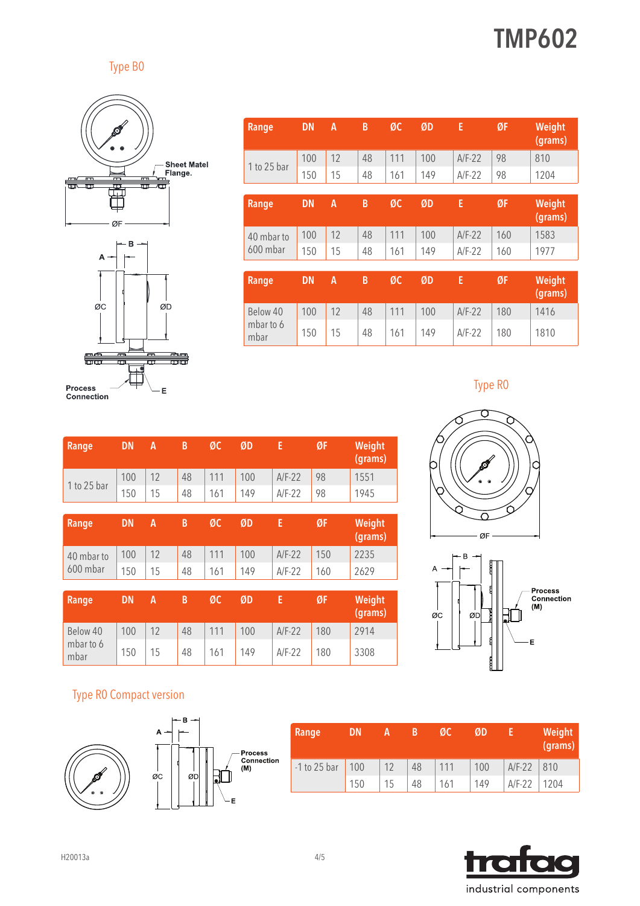## Type B0

Sheet Matel Flange.

ØF

A, B, ØC, ØD

Process Connection

E

| Range | DN | A | B | ØC | ØD | E | ØF | Weight (grams) |
|---|---|---|---|---|---|---|---|---|
| 1 to 25 bar | 100 | 12 | 48 | 111 | 100 | A/F-22 | 98 | 810 |
| | 150 | 15 | 48 | 161 | 149 | A/F-22 | 98 | 1204 |

| Range | DN | A | B | ØC | ØD | E | ØF | Weight (grams) |
|---|---|---|---|---|---|---|---|---|
| 40 mbar to 600 mbar | 100 | 12 | 48 | 111 | 100 | A/F-22 | 160 | 1583 |
| | 150 | 15 | 48 | 161 | 149 | A/F-22 | 160 | 1977 |

| Range | DN | A | B | ØC | ØD | E | ØF | Weight (grams) |
|---|---|---|---|---|---|---|---|---|
| Below 40 mbar to 6 mbar | 100 | 12 | 48 | 111 | 100 | A/F-22 | 180 | 1416 |
| | 150 | 15 | 48 | 161 | 149 | A/F-22 | 180 | 1810 |

## Type R0

ØF

A, B, ØC, ØD

Process Connection (M)

E

| Range | DN | A | B | ØC | ØD | E | ØF | Weight (grams) |
|---|---|---|---|---|---|---|---|---|
| 1 to 25 bar | 100 | 12 | 48 | 111 | 100 | A/F-22 | 98 | 1551 |
| | 150 | 15 | 48 | 161 | 149 | A/F-22 | 98 | 1945 |

| Range | DN | A | B | ØC | ØD | E | ØF | Weight (grams) |
|---|---|---|---|---|---|---|---|---|
| 40 mbar to 600 mbar | 100 | 12 | 48 | 111 | 100 | A/F-22 | 150 | 2235 |
| | 150 | 15 | 48 | 161 | 149 | A/F-22 | 160 | 2629 |

| Range | DN | A | B | ØC | ØD | E | ØF | Weight (grams) |
|---|---|---|---|---|---|---|---|---|
| Below 40 mbar to 6 mbar | 100 | 12 | 48 | 111 | 100 | A/F-22 | 180 | 2914 |
| | 150 | 15 | 48 | 161 | 149 | A/F-22 | 180 | 3308 |

## Type R0 Compact version

A, B, ØC, ØD

Process Connection (M)

E

| Range | DN | A | B | ØC | ØD | E | Weight (grams) |
|---|---|---|---|---|---|---|---|
| -1 to 25 bar | 100 | 12 | 48 | 111 | 100 | A/F-22 | 810 |
| | 150 | 15 | 48 | 161 | 149 | A/F-22 | 1204 |

H20013a

trafag industrial components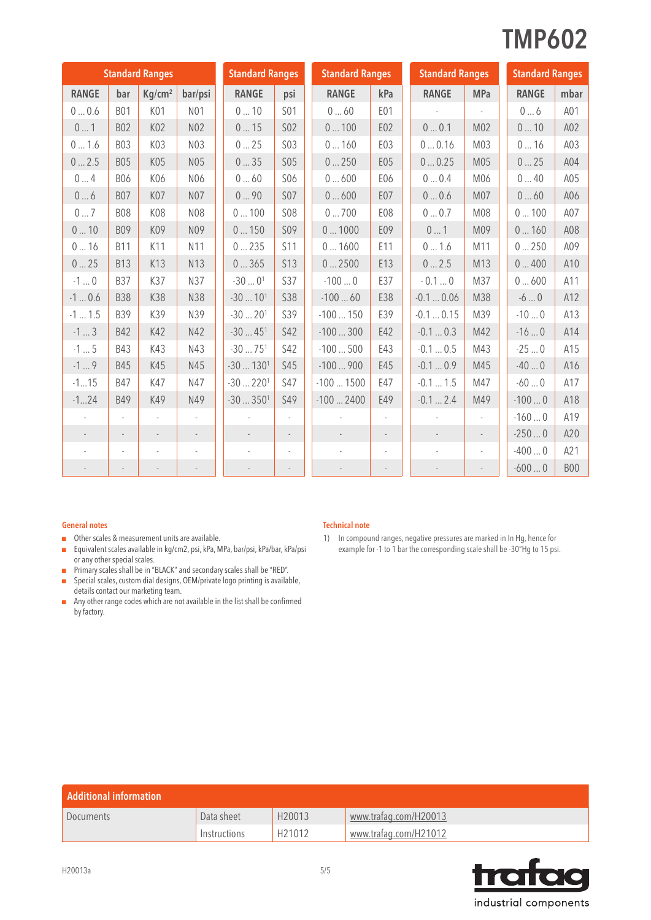# TMP602

| Standard Ranges | | | | Standard Ranges | | Standard Ranges | | Standard Ranges | | Standard Ranges | |
|---|---|---|---|---|---|---|---|---|---|---|---|
| RANGE | bar | Kg/cm² | bar/psi | RANGE | psi | RANGE | kPa | RANGE | MPa | RANGE | mbar |
| 0 ... 0.6 | B01 | K01 | N01 | 0 ... 10 | S01 | 0 ... 60 | E01 | - | - | 0 ... 6 | A01 |
| 0 ... 1 | B02 | K02 | N02 | 0 ... 15 | S02 | 0 ... 100 | E02 | 0 ... 0.1 | M02 | 0 ... 10 | A02 |
| 0 ... 1.6 | B03 | K03 | N03 | 0 ... 25 | S03 | 0 ... 160 | E03 | 0 ... 0.16 | M03 | 0 ... 16 | A03 |
| 0 ... 2.5 | B05 | K05 | N05 | 0 ... 35 | S05 | 0 ... 250 | E05 | 0 ... 0.25 | M05 | 0 ... 25 | A04 |
| 0 ... 4 | B06 | K06 | N06 | 0 ... 60 | S06 | 0 ... 600 | E06 | 0 ... 0.4 | M06 | 0 ... 40 | A05 |
| 0 ... 6 | B07 | K07 | N07 | 0 ... 90 | S07 | 0 ... 600 | E07 | 0 ... 0.6 | M07 | 0 ... 60 | A06 |
| 0 ... 7 | B08 | K08 | N08 | 0 ... 100 | S08 | 0 ... 700 | E08 | 0 ... 0.7 | M08 | 0 ... 100 | A07 |
| 0 ... 10 | B09 | K09 | N09 | 0 ... 150 | S09 | 0 ... 1000 | E09 | 0 ... 1 | M09 | 0 ... 160 | A08 |
| 0 ... 16 | B11 | K11 | N11 | 0 ... 235 | S11 | 0 ... 1600 | E11 | 0 ... 1.6 | M11 | 0 ... 250 | A09 |
| 0 ... 25 | B13 | K13 | N13 | 0 ... 365 | S13 | 0 ... 2500 | E13 | 0 ... 2.5 | M13 | 0 ... 400 | A10 |
| -1 ... 0 | B37 | K37 | N37 | -30 ... 0[1] | S37 | -100 ... 0 | E37 | - 0.1 ... 0 | M37 | 0 ... 600 | A11 |
| -1 ... 0.6 | B38 | K38 | N38 | -30 ... 10[1] | S38 | -100 ... 60 | E38 | -0.1 ... 0.06 | M38 | -6 ... 0 | A12 |
| -1 ... 1.5 | B39 | K39 | N39 | -30 ... 20[1] | S39 | -100 ... 150 | E39 | -0.1 ... 0.15 | M39 | -10 ... 0 | A13 |
| -1 ... 3 | B42 | K42 | N42 | -30 ... 45[1] | S42 | -100 ... 300 | E42 | -0.1 ... 0.3 | M42 | -16 ... 0 | A14 |
| -1 ... 5 | B43 | K43 | N43 | -30 ... 75[1] | S42 | -100 ... 500 | E43 | -0.1 ... 0.5 | M43 | -25 ... 0 | A15 |
| -1 ... 9 | B45 | K45 | N45 | -30 ... 130[1] | S45 | -100 ... 900 | E45 | -0.1 ... 0.9 | M45 | -40 ... 0 | A16 |
| -1...15 | B47 | K47 | N47 | -30 ... 220[1] | S47 | -100 ... 1500 | E47 | -0.1 ... 1.5 | M47 | -60 ... 0 | A17 |
| -1...24 | B49 | K49 | N49 | -30 ... 350[1] | S49 | -100 ... 2400 | E49 | -0.1 ... 2.4 | M49 | -100 ... 0 | A18 |
| - | - | - | - | - | - | - | - | - | - | -160 ... 0 | A19 |
| - | - | - | - | - | - | - | - | - | - | -250 ... 0 | A20 |
| - | - | - | - | - | - | - | - | - | - | -400 ... 0 | A21 |
| - | - | - | - | - | - | - | - | - | - | -600 ... 0 | B00 |

**General notes**

- Other scales & measurement units are available.
- Equivalent scales available in kg/cm2, psi, kPa, MPa, bar/psi, kPa/bar, kPa/psi or any other special scales.
- Primary scales shall be in "BLACK" and secondary scales shall be "RED".
- Special scales, custom dial designs, OEM/private logo printing is available, details contact our marketing team.
- Any other range codes which are not available in the list shall be confirmed by factory.

**Technical note**

1) In compound ranges, negative pressures are marked in In Hg, hence for example for -1 to 1 bar the corresponding scale shall be -30"Hg to 15 psi.

| Additional information | | | |
|---|---|---|---|
| Documents | Data sheet | H20013 | www.trafag.com/H20013 |
| | Instructions | H21012 | www.trafag.com/H21012 |

H20013a

trafag industrial components